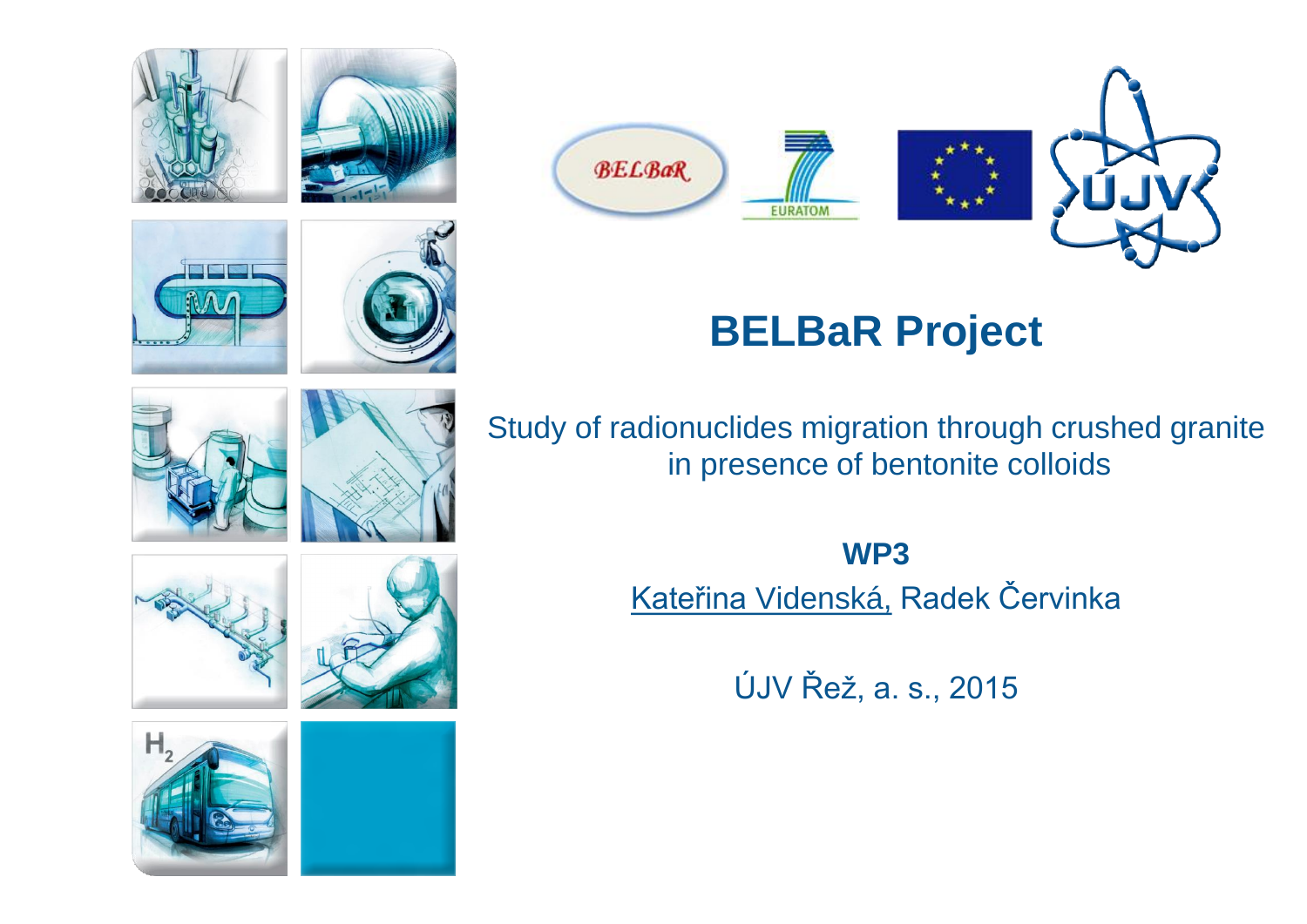# BELBaR Project

Study of radionuclides migration through crushed granite in presence of bentonite colloids

**WP3**

Kateřina Videnská, Radek Červinka

ÚJV Řež, a. s., 2015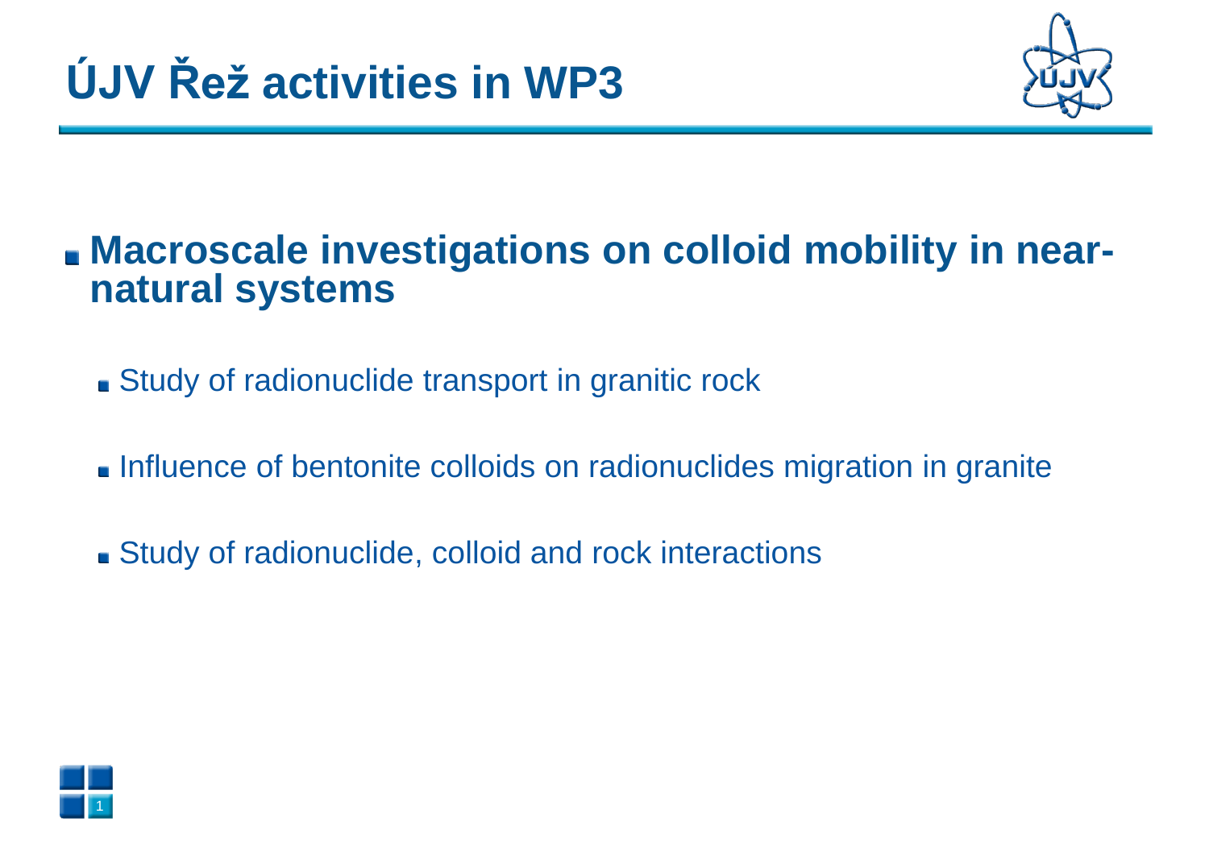# ÚJV Řež activities in WP3

- **Macroscale investigations on colloid mobility in near-natural systems**
  - Study of radionuclide transport in granitic rock
  - Influence of bentonite colloids on radionuclides migration in granite
  - Study of radionuclide, colloid and rock interactions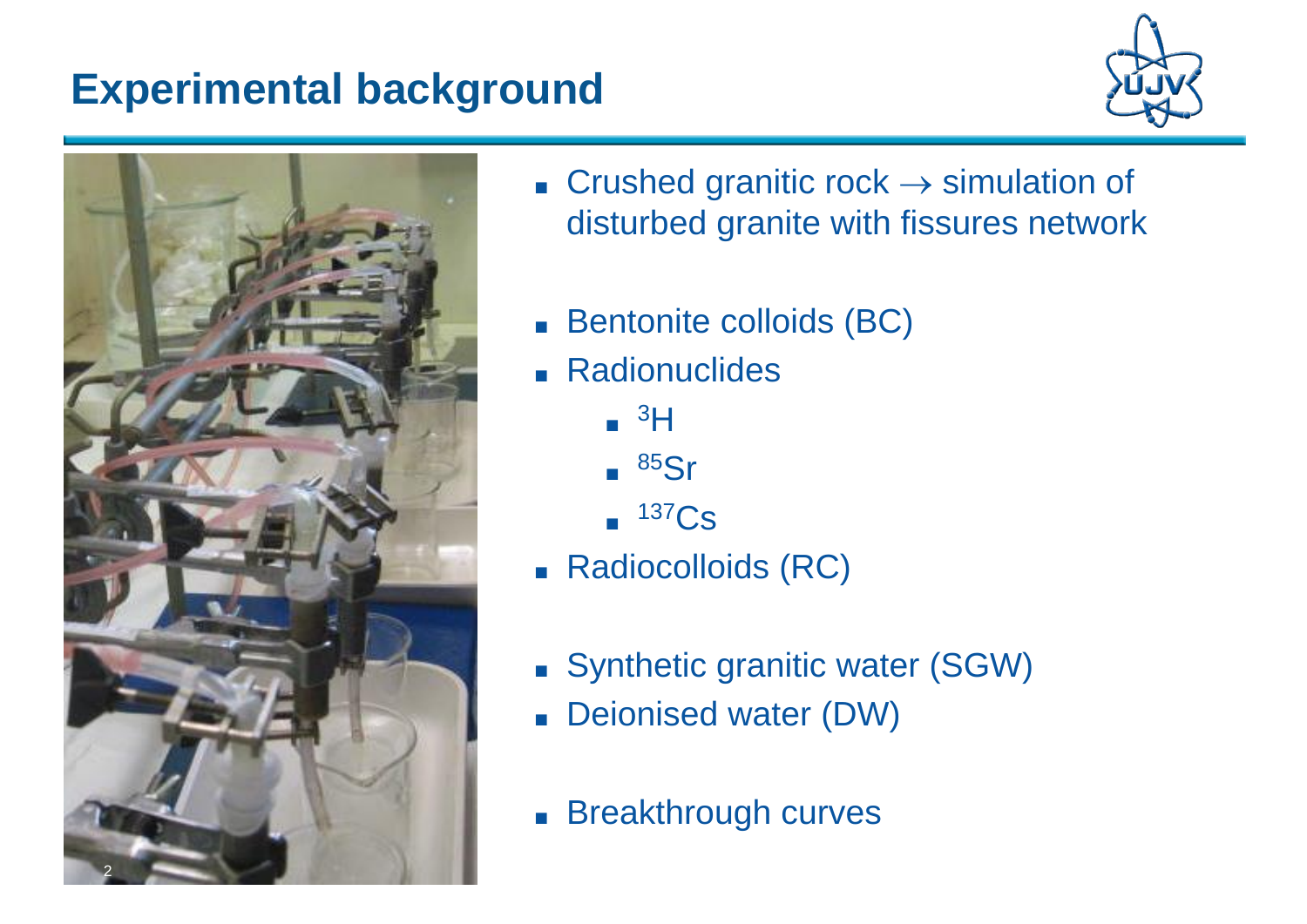# Experimental background

- Crushed granitic rock → simulation of disturbed granite with fissures network
- Bentonite colloids (BC)
- Radionuclides
  - $^{3}H$
  - $^{85}Sr$
  - $^{137}Cs$
- Radiocolloids (RC)
- Synthetic granitic water (SGW)
- Deionised water (DW)
- Breakthrough curves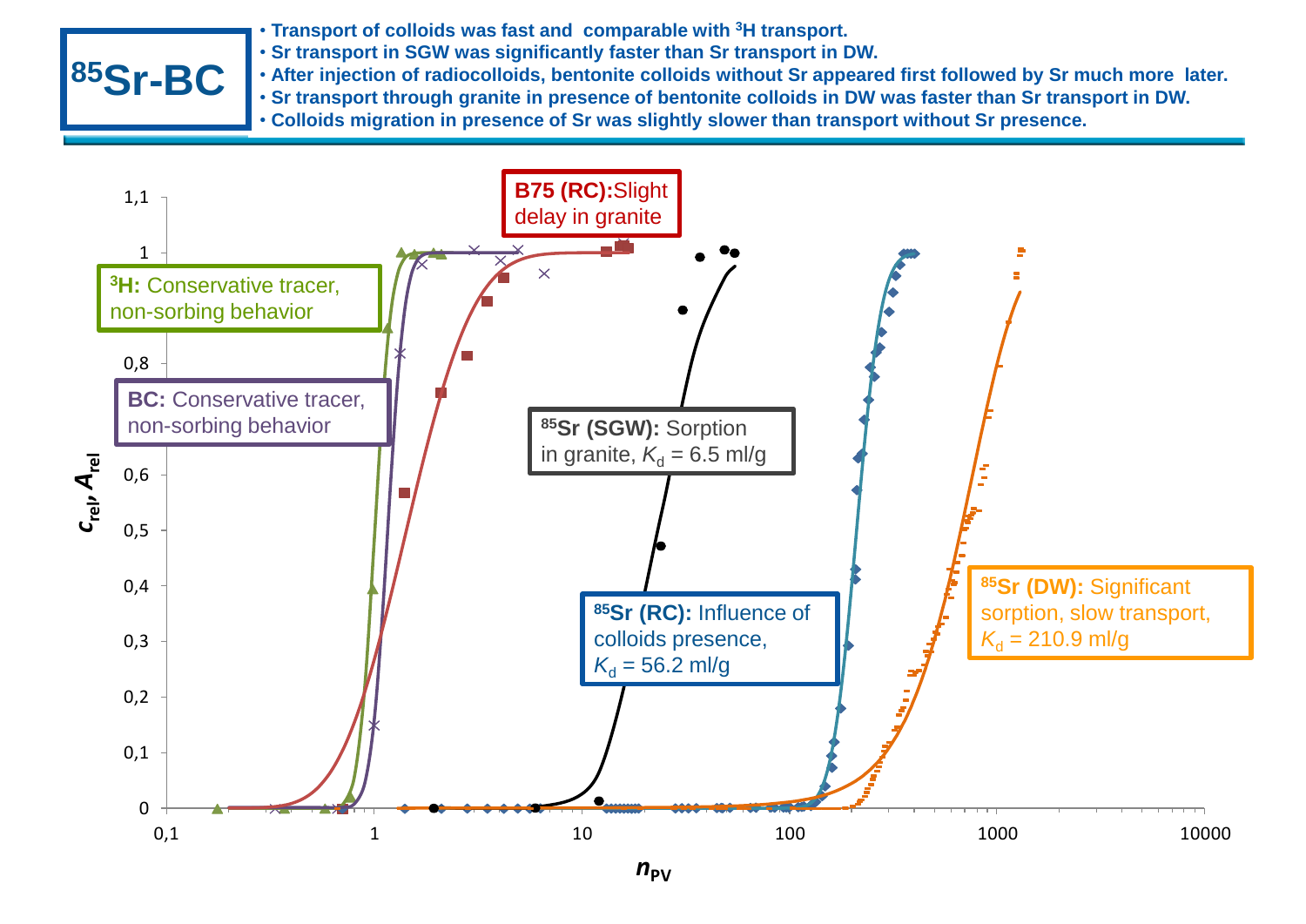# $^{85}$Sr-BC

- Transport of colloids was fast and comparable with $^{3}$H transport.
- Sr transport in SGW was significantly faster than Sr transport in DW.
- After injection of radiocolloids, bentonite colloids without Sr appeared first followed by Sr much more later.
- Sr transport through granite in presence of bentonite colloids in DW was faster than Sr transport in DW.
- Colloids migration in presence of Sr was slightly slower than transport without Sr presence.

**B75 (RC):** Slight delay in granite

**$^{3}$H:** Conservative tracer, non-sorbing behavior

**BC:** Conservative tracer, non-sorbing behavior

**$^{85}$Sr (SGW):** Sorption in granite, $K_d$ = 6.5 ml/g

**$^{85}$Sr (RC):** Influence of colloids presence, $K_d$ = 56.2 ml/g

**$^{85}$Sr (DW):** Significant sorption, slow transport, $K_d$ = 210.9 ml/g

$c_{rel}$, $A_{rel}$ vs. $n_{PV}$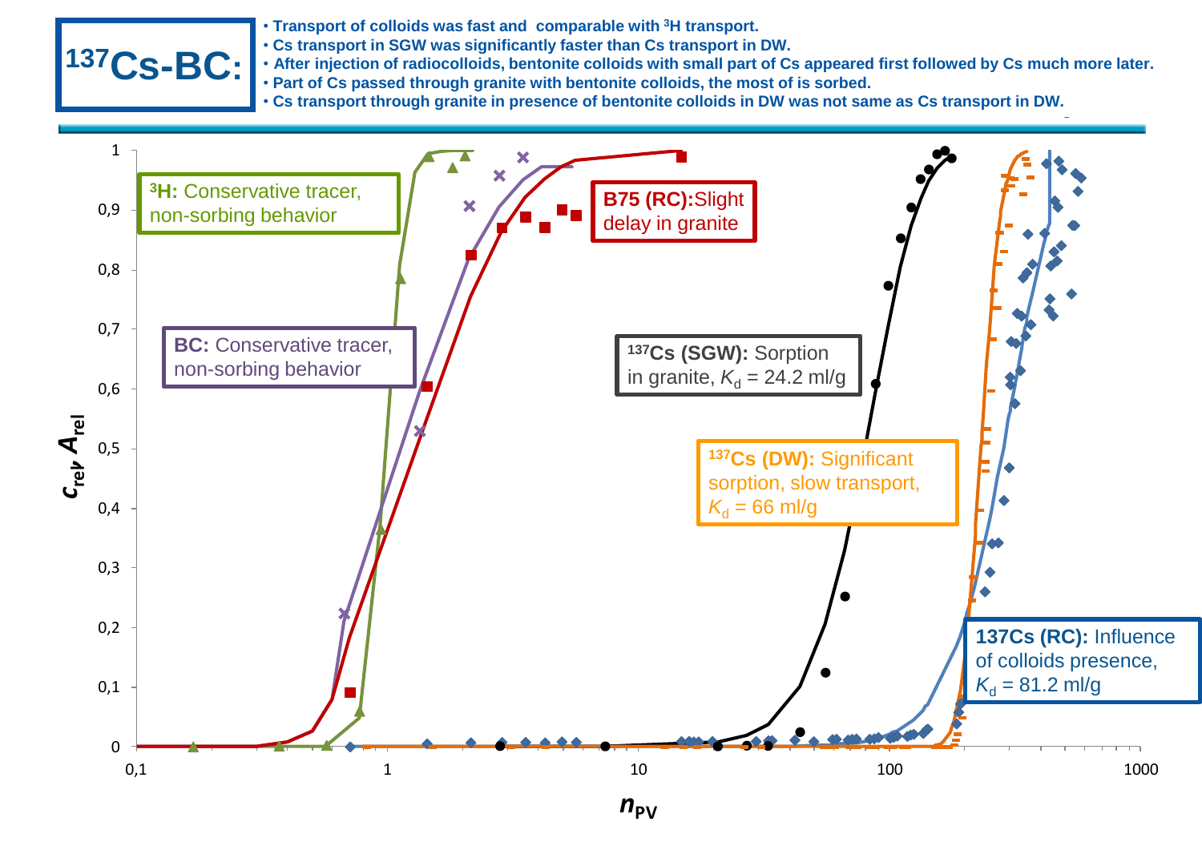# $^{137}$Cs-BC:

- Transport of colloids was fast and comparable with $^{3}$H transport.
- Cs transport in SGW was significantly faster than Cs transport in DW.
- After injection of radiocolloids, bentonite colloids with small part of Cs appeared first followed by Cs much more later.
- Part of Cs passed through granite with bentonite colloids, the most of is sorbed.
- Cs transport through granite in presence of bentonite colloids in DW was not same as Cs transport in DW.

**$^{3}$H:** Conservative tracer, non-sorbing behavior

**BC:** Conservative tracer, non-sorbing behavior

**B75 (RC):** Slight delay in granite

**$^{137}$Cs (SGW):** Sorption in granite, $K_d$ = 24.2 ml/g

**$^{137}$Cs (DW):** Significant sorption, slow transport, $K_d$ = 66 ml/g

**137Cs (RC):** Influence of colloids presence, $K_d$ = 81.2 ml/g

$c_{rel}$, $A_{rel}$

$n_{PV}$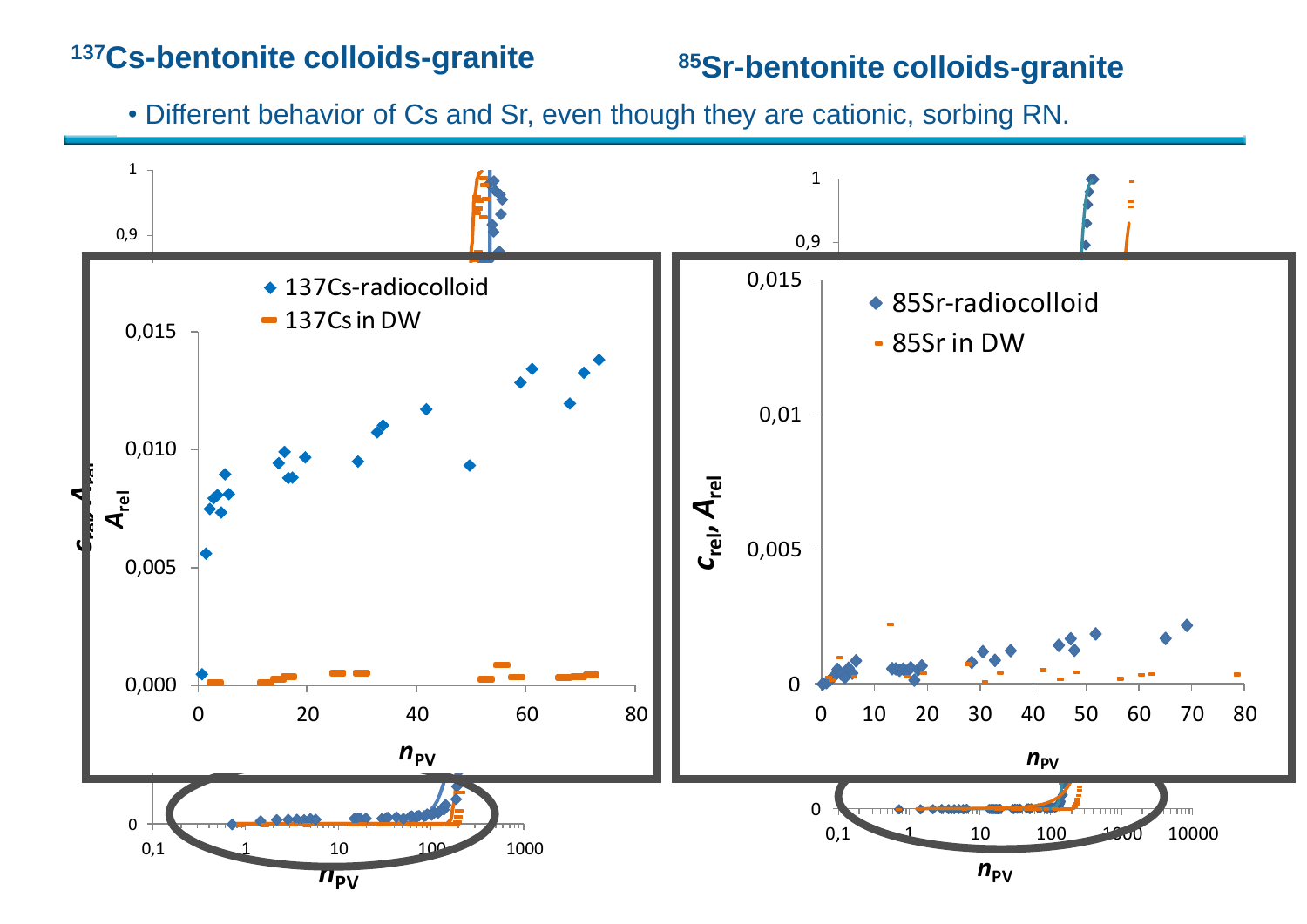## $^{137}Cs$-bentonite colloids-granite

## $^{85}Sr$-bentonite colloids-granite

- Different behavior of Cs and Sr, even though they are cationic, sorbing RN.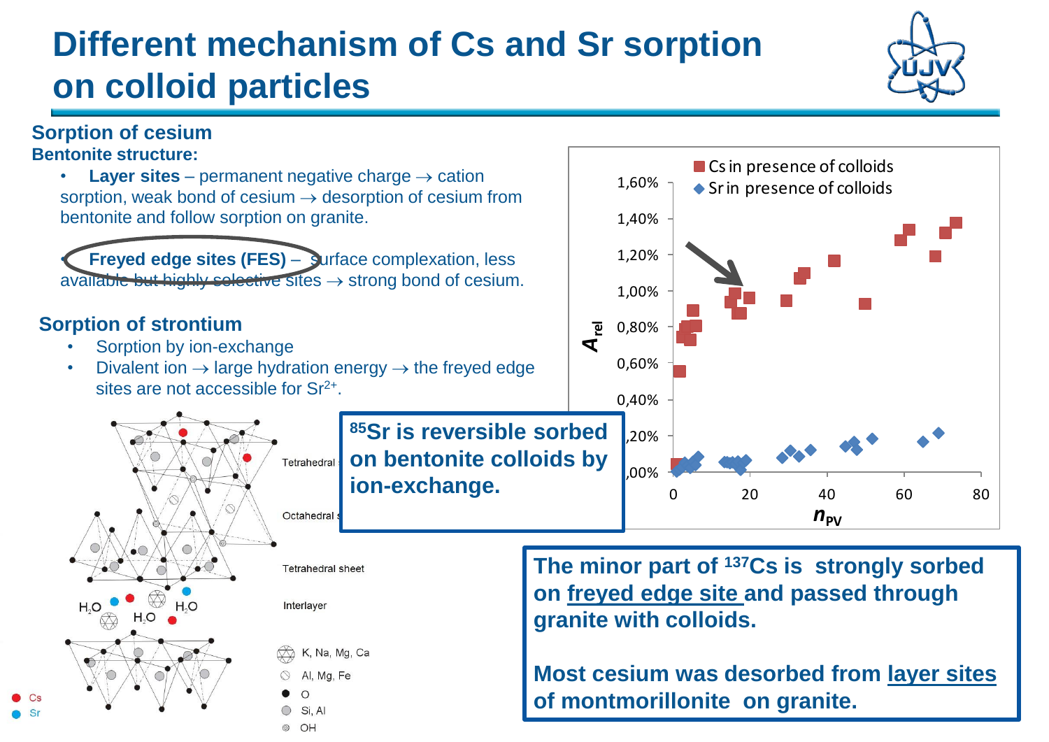# Different mechanism of Cs and Sr sorption on colloid particles

## Sorption of cesium

**Bentonite structure:**

- **Layer sites** – permanent negative charge → cation sorption, weak bond of cesium → desorption of cesium from bentonite and follow sorption on granite.
- **Freyed edge sites (FES)** – surface complexation, less available but highly selective sites → strong bond of cesium.

## Sorption of strontium

- Sorption by ion-exchange
- Divalent ion → large hydration energy → the freyed edge sites are not accessible for $Sr^{2+}$.

**$^{85}Sr$ is reversible sorbed on bentonite colloids by ion-exchange.**

**The minor part of $^{137}Cs$ is strongly sorbed on freyed edge site and passed through granite with colloids.**

**Most cesium was desorbed from layer sites of montmorillonite on granite.**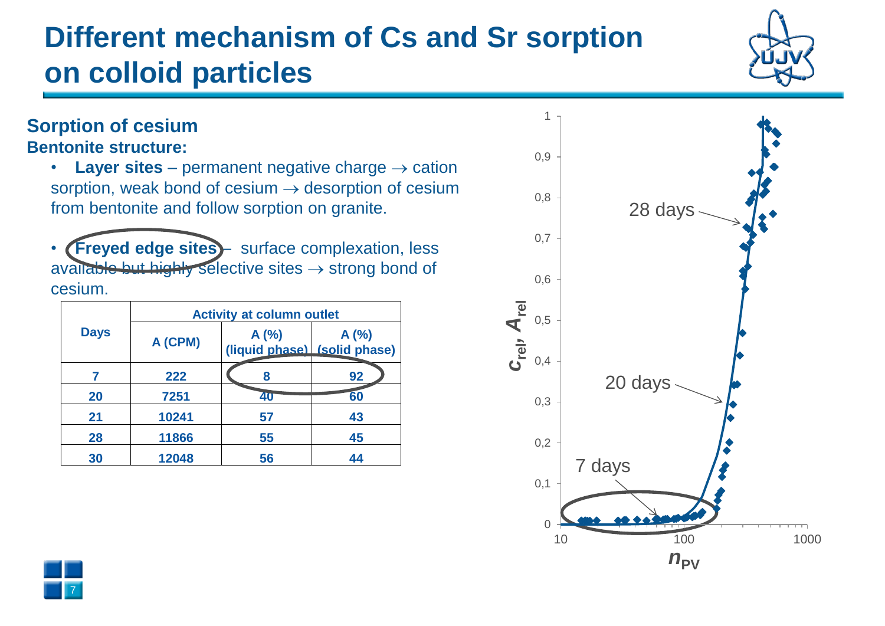# Different mechanism of Cs and Sr sorption on colloid particles

## Sorption of cesium

### Bentonite structure:

- **Layer sites** – permanent negative charge → cation sorption, weak bond of cesium → desorption of cesium from bentonite and follow sorption on granite.

- **Freyed edge sites** – surface complexation, less available but highly selective sites → strong bond of cesium.

| Days | Activity at column outlet | | |
|---|---|---|---|
| | A (CPM) | A (%) (liquid phase) | A (%) (solid phase) |
| 7 | 222 | 8 | 92 |
| 20 | 7251 | 40 | 60 |
| 21 | 10241 | 57 | 43 |
| 28 | 11866 | 55 | 45 |
| 30 | 12048 | 56 | 44 |

28 days

20 days

7 days

$c_{rel}$, $A_{rel}$

$n_{PV}$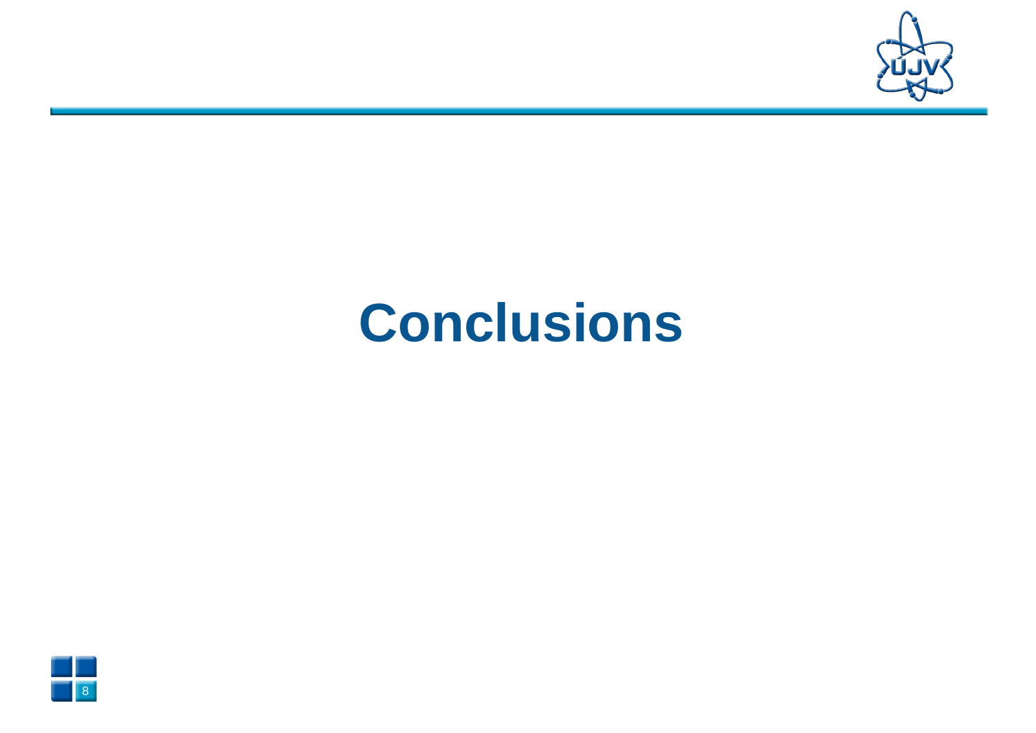# Conclusions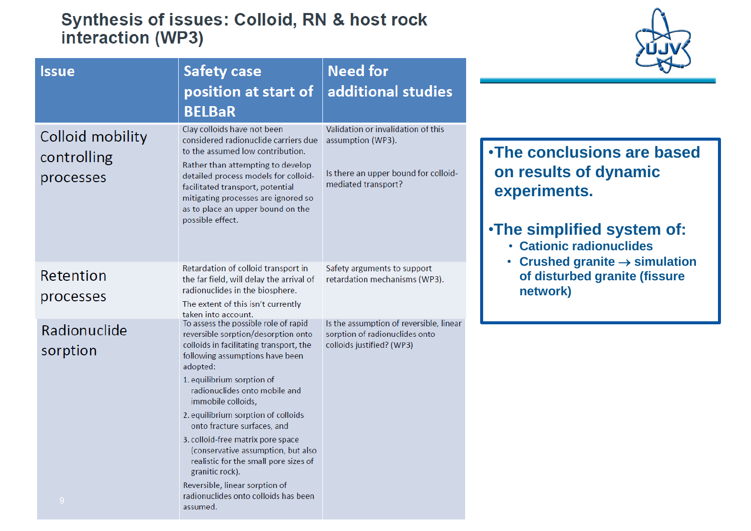# Synthesis of issues: Colloid, RN & host rock interaction (WP3)

| Issue | Safety case position at start of BELBaR | Need for additional studies |
|---|---|---|
| Colloid mobility controlling processes | Clay colloids have not been considered radionuclide carriers due to the assumed low contribution.<br><br>Rather than attempting to develop detailed process models for colloid-facilitated transport, potential mitigating processes are ignored so as to place an upper bound on the possible effect. | Validation or invalidation of this assumption (WP3).<br><br>Is there an upper bound for colloid-mediated transport? |
| Retention processes | Retardation of colloid transport in the far field, will delay the arrival of radionuclides in the biosphere.<br><br>The extent of this isn't currently taken into account. | Safety arguments to support retardation mechanisms (WP3). |
| Radionuclide sorption | To assess the possible role of rapid reversible sorption/desorption onto colloids in facilitating transport, the following assumptions have been adopted:<br>1. equilibrium sorption of radionuclides onto mobile and immobile colloids,<br>2. equilibrium sorption of colloids onto fracture surfaces, and<br>3. colloid-free matrix pore space (conservative assumption, but also realistic for the small pore sizes of granitic rock).<br><br>Reversible, linear sorption of radionuclides onto colloids has been assumed. | Is the assumption of reversible, linear sorption of radionuclides onto colloids justified? (WP3) |

- **The conclusions are based on results of dynamic experiments.**
- **The simplified system of:**
  - **Cationic radionuclides**
  - **Crushed granite → simulation of disturbed granite (fissure network)**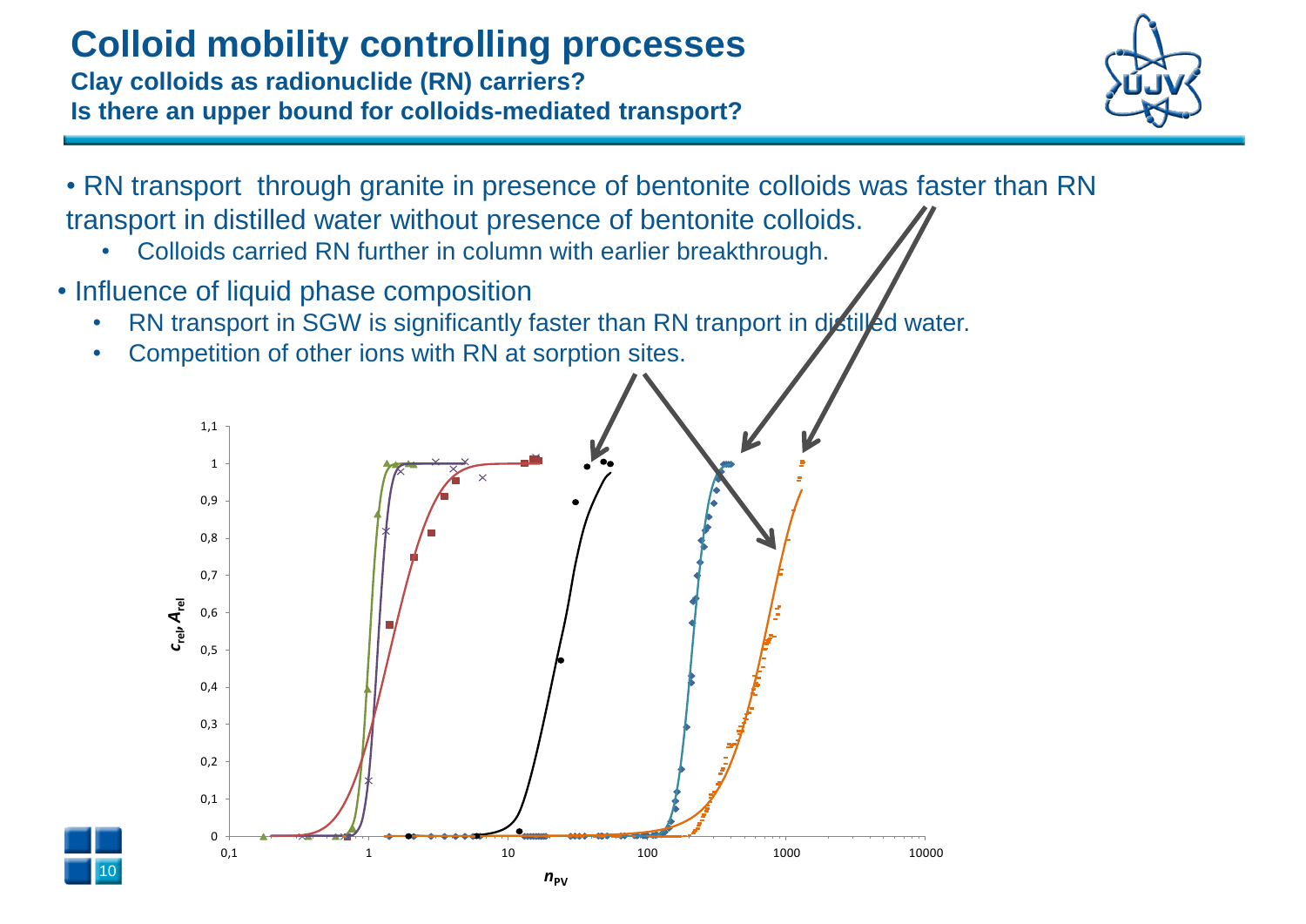# Colloid mobility controlling processes

**Clay colloids as radionuclide (RN) carriers?**
**Is there an upper bound for colloids-mediated transport?**

- RN transport through granite in presence of bentonite colloids was faster than RN transport in distilled water without presence of bentonite colloids.
  - Colloids carried RN further in column with earlier breakthrough.
- Influence of liquid phase composition
  - RN transport in SGW is significantly faster than RN tranport in distilled water.
  - Competition of other ions with RN at sorption sites.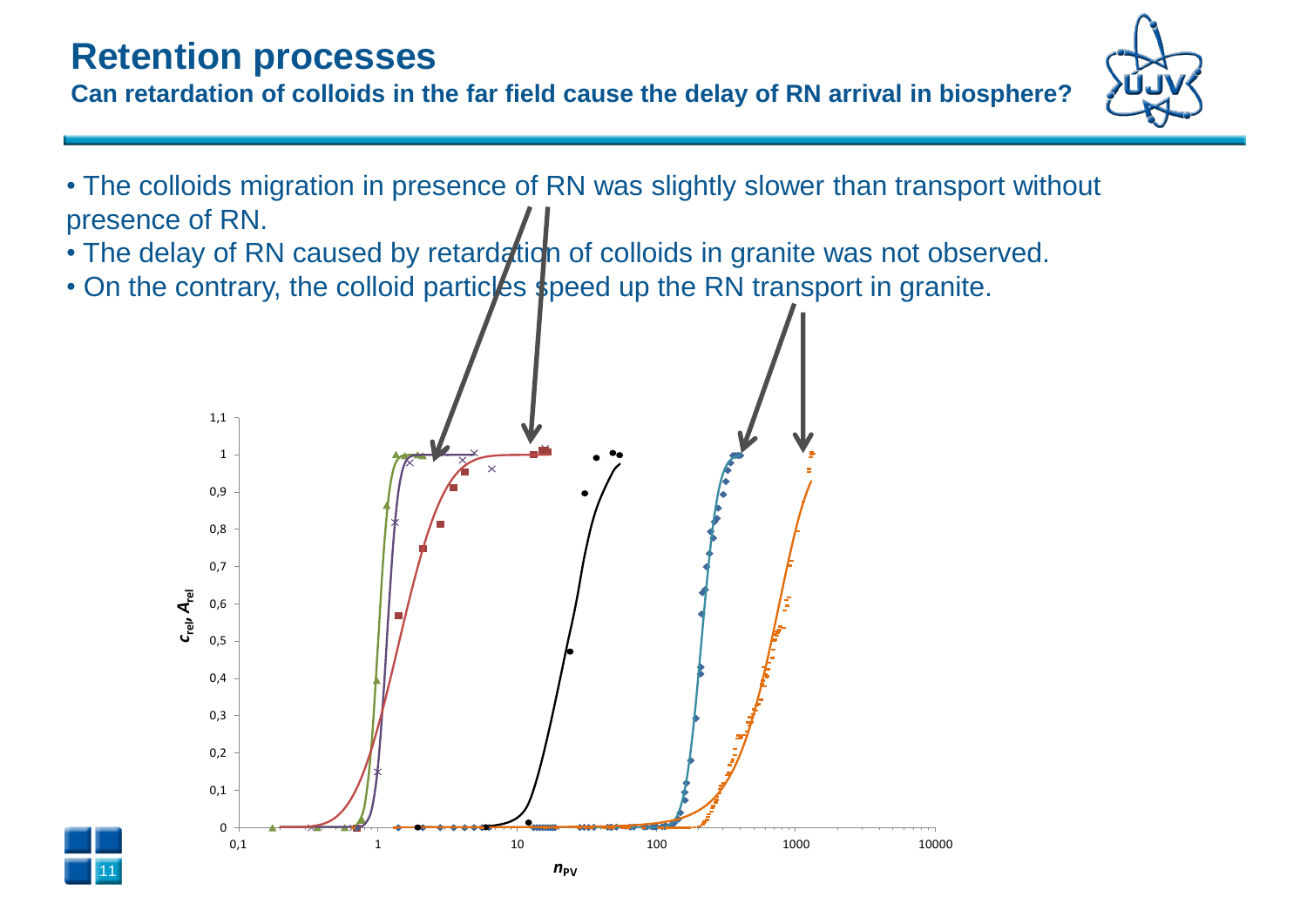# Retention processes

**Can retardation of colloids in the far field cause the delay of RN arrival in biosphere?**

- The colloids migration in presence of RN was slightly slower than transport without presence of RN.
- The delay of RN caused by retardation of colloids in granite was not observed.
- On the contrary, the colloid particles speed up the RN transport in granite.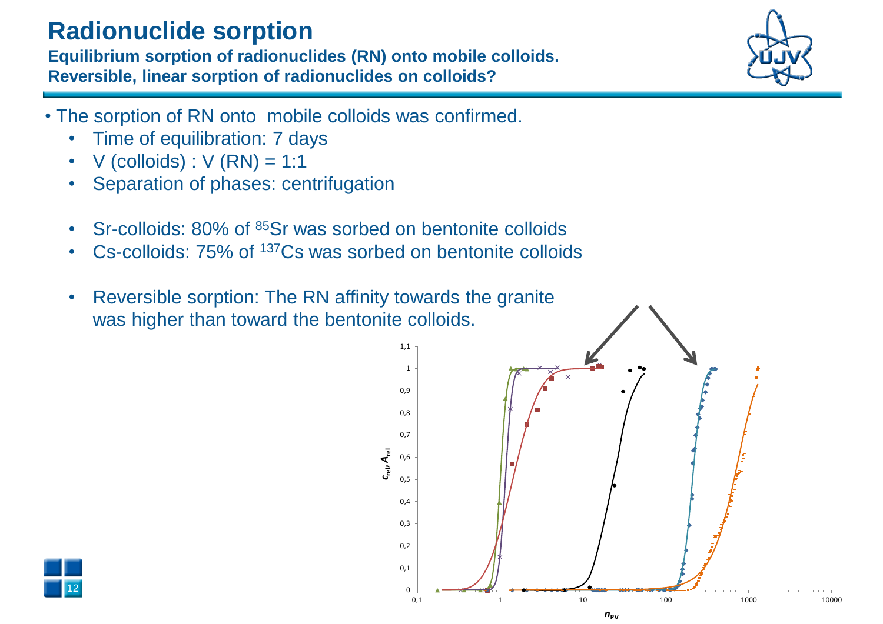# Radionuclide sorption

**Equilibrium sorption of radionuclides (RN) onto mobile colloids.**
**Reversible, linear sorption of radionuclides on colloids?**

- The sorption of RN onto mobile colloids was confirmed.
  - Time of equilibration: 7 days
  - V (colloids) : V (RN) = 1:1
  - Separation of phases: centrifugation
  - Sr-colloids: 80% of $^{85}Sr$ was sorbed on bentonite colloids
  - Cs-colloids: 75% of $^{137}Cs$ was sorbed on bentonite colloids
  - Reversible sorption: The RN affinity towards the granite was higher than toward the bentonite colloids.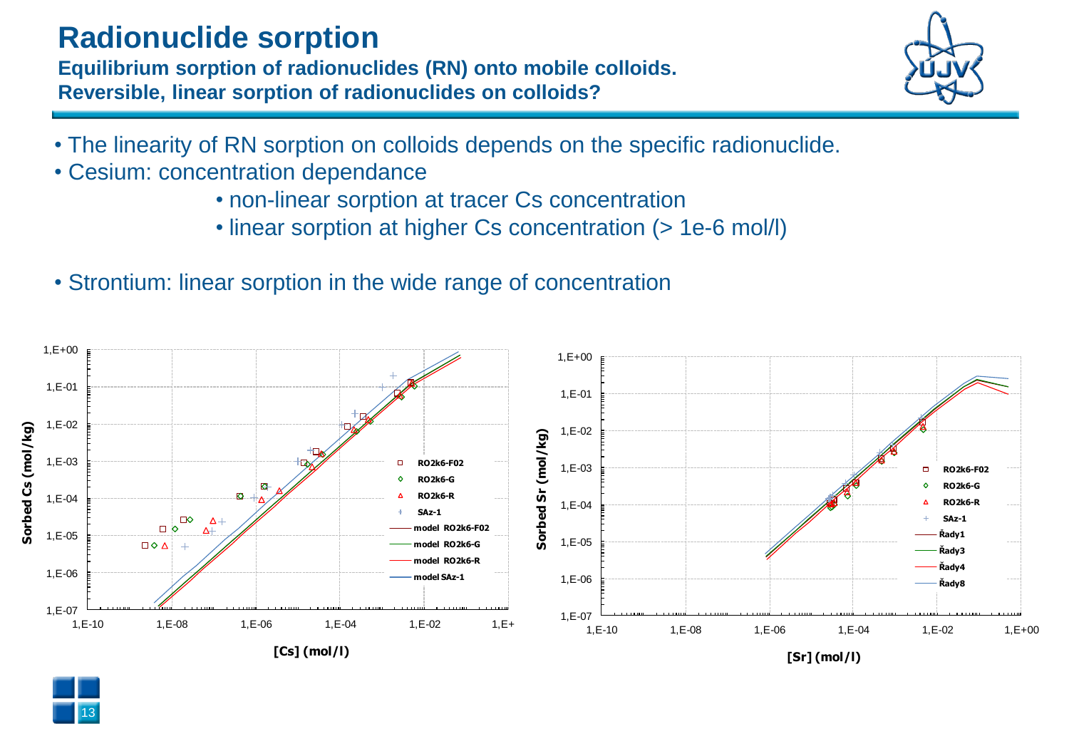# Radionuclide sorption

**Equilibrium sorption of radionuclides (RN) onto mobile colloids.**
**Reversible, linear sorption of radionuclides on colloids?**

- The linearity of RN sorption on colloids depends on the specific radionuclide.
- Cesium: concentration dependance
  - non-linear sorption at tracer Cs concentration
  - linear sorption at higher Cs concentration (> 1e-6 mol/l)
- Strontium: linear sorption in the wide range of concentration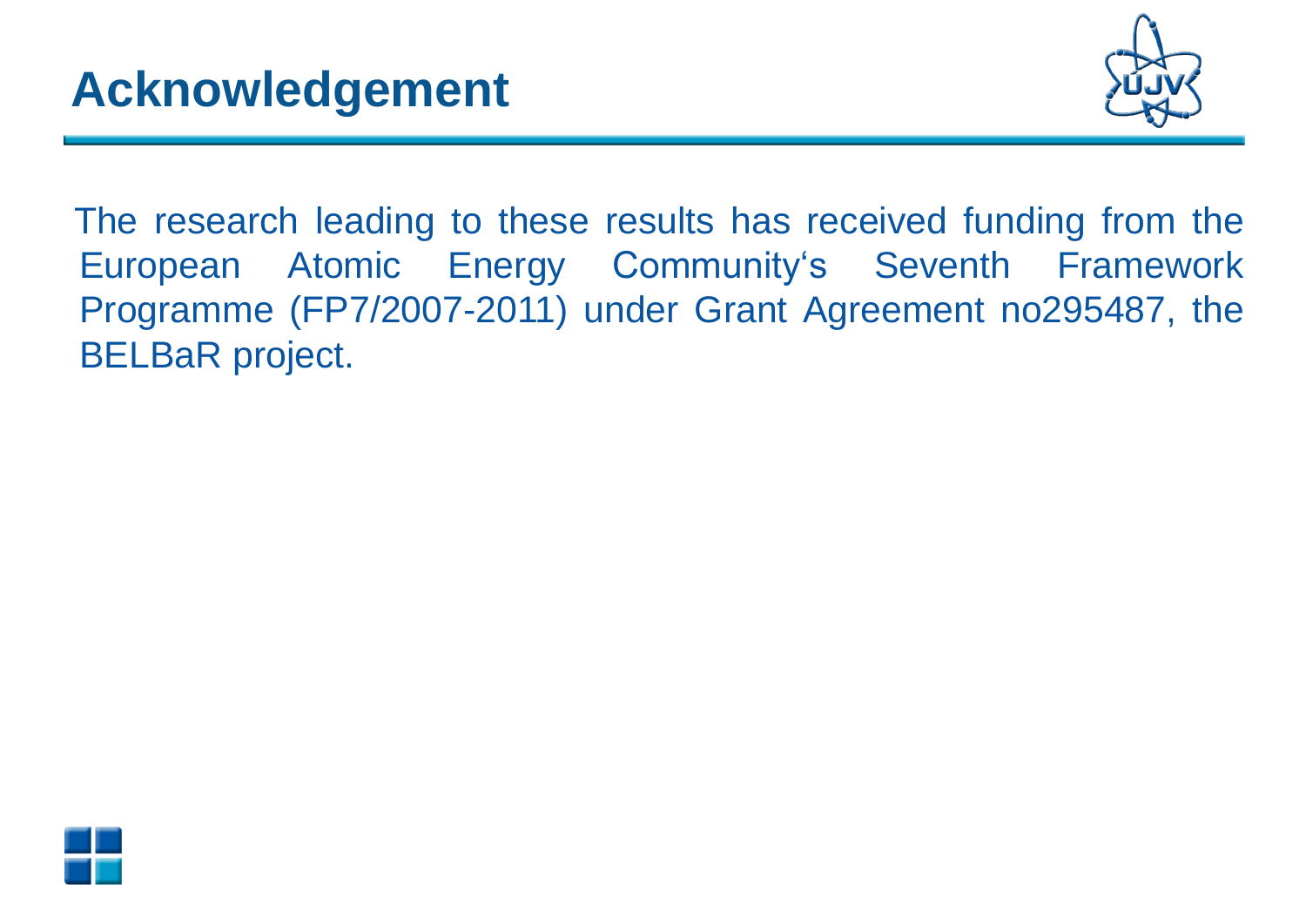# Acknowledgement

The research leading to these results has received funding from the European Atomic Energy Community‘s Seventh Framework Programme (FP7/2007-2011) under Grant Agreement no295487, the BELBaR project.